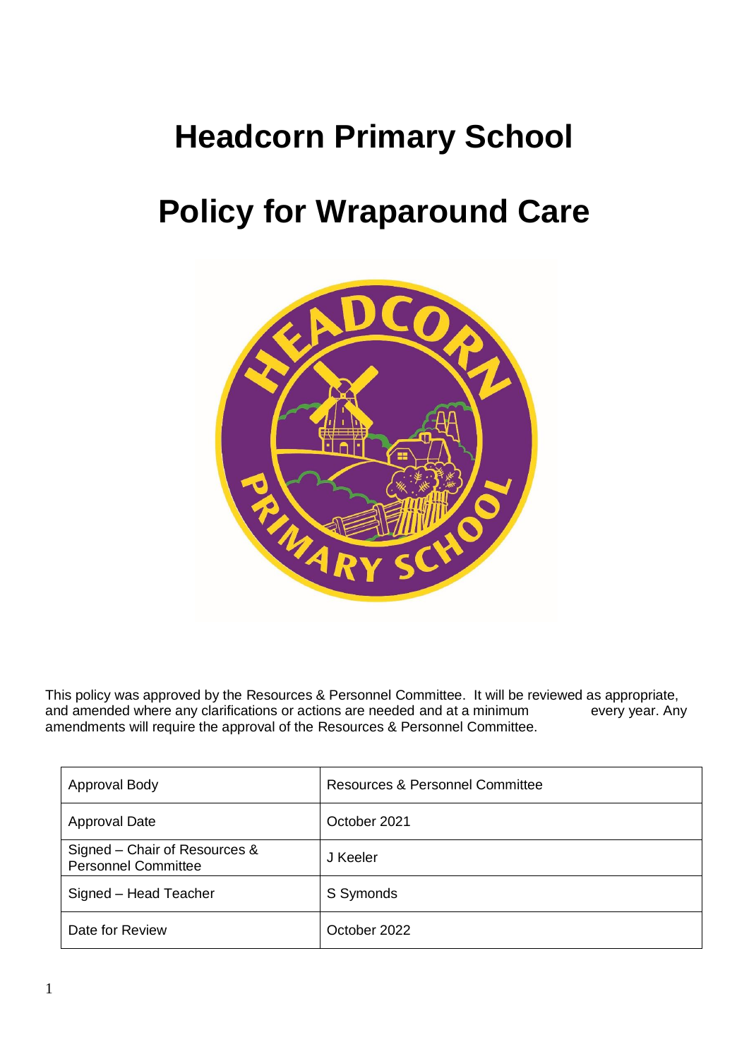# Headcorn Primary School

# Policy for Wraparound Care

This policy was approved by the Resources & Personnel Committee. It will be reviewed as appropriate, and amended where any clarifications or actions are needed and at a minimum every year. Any amendments will require the approval of the Resources & Personnel Committee.

| Approval Body | Resources & Personnel Committee |
|---|---|
| Approval Date | October 2021 |
| Signed – Chair of Resources & Personnel Committee | J Keeler |
| Signed – Head Teacher | S Symonds |
| Date for Review | October 2022 |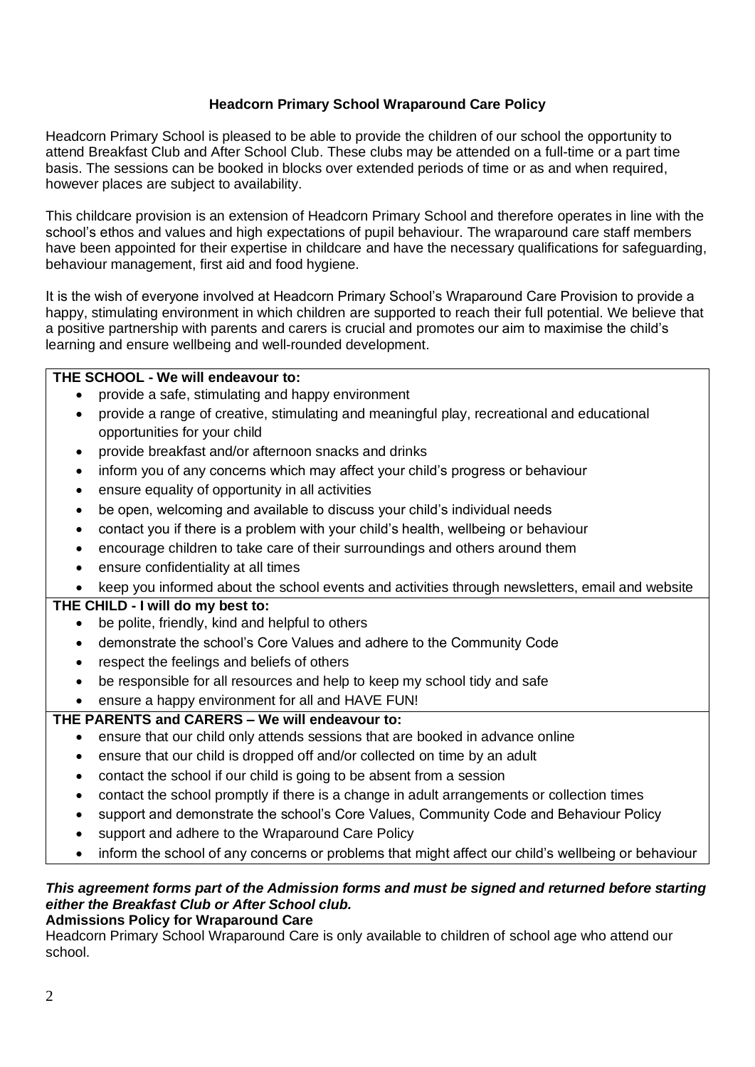**Headcorn Primary School Wraparound Care Policy**

Headcorn Primary School is pleased to be able to provide the children of our school the opportunity to attend Breakfast Club and After School Club. These clubs may be attended on a full-time or a part time basis. The sessions can be booked in blocks over extended periods of time or as and when required, however places are subject to availability.

This childcare provision is an extension of Headcorn Primary School and therefore operates in line with the school's ethos and values and high expectations of pupil behaviour. The wraparound care staff members have been appointed for their expertise in childcare and have the necessary qualifications for safeguarding, behaviour management, first aid and food hygiene.

It is the wish of everyone involved at Headcorn Primary School's Wraparound Care Provision to provide a happy, stimulating environment in which children are supported to reach their full potential. We believe that a positive partnership with parents and carers is crucial and promotes our aim to maximise the child's learning and ensure wellbeing and well-rounded development.

**THE SCHOOL - We will endeavour to:**

- provide a safe, stimulating and happy environment
- provide a range of creative, stimulating and meaningful play, recreational and educational opportunities for your child
- provide breakfast and/or afternoon snacks and drinks
- inform you of any concerns which may affect your child's progress or behaviour
- ensure equality of opportunity in all activities
- be open, welcoming and available to discuss your child's individual needs
- contact you if there is a problem with your child's health, wellbeing or behaviour
- encourage children to take care of their surroundings and others around them
- ensure confidentiality at all times
- keep you informed about the school events and activities through newsletters, email and website

**THE CHILD - I will do my best to:**

- be polite, friendly, kind and helpful to others
- demonstrate the school's Core Values and adhere to the Community Code
- respect the feelings and beliefs of others
- be responsible for all resources and help to keep my school tidy and safe
- ensure a happy environment for all and HAVE FUN!

**THE PARENTS and CARERS – We will endeavour to:**

- ensure that our child only attends sessions that are booked in advance online
- ensure that our child is dropped off and/or collected on time by an adult
- contact the school if our child is going to be absent from a session
- contact the school promptly if there is a change in adult arrangements or collection times
- support and demonstrate the school's Core Values, Community Code and Behaviour Policy
- support and adhere to the Wraparound Care Policy
- inform the school of any concerns or problems that might affect our child's wellbeing or behaviour

***This agreement forms part of the Admission forms and must be signed and returned before starting either the Breakfast Club or After School club.***

**Admissions Policy for Wraparound Care**

Headcorn Primary School Wraparound Care is only available to children of school age who attend our school.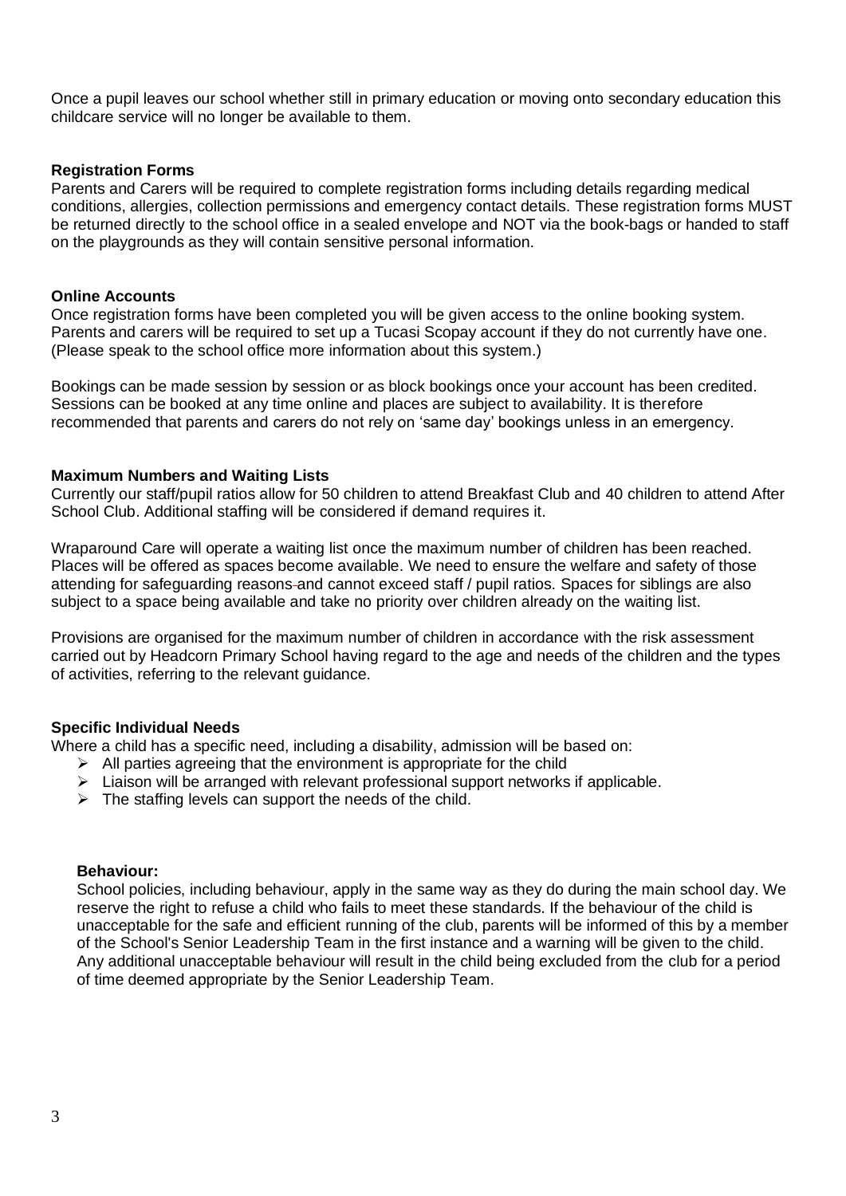Once a pupil leaves our school whether still in primary education or moving onto secondary education this childcare service will no longer be available to them.

**Registration Forms**

Parents and Carers will be required to complete registration forms including details regarding medical conditions, allergies, collection permissions and emergency contact details. These registration forms MUST be returned directly to the school office in a sealed envelope and NOT via the book-bags or handed to staff on the playgrounds as they will contain sensitive personal information.

**Online Accounts**

Once registration forms have been completed you will be given access to the online booking system. Parents and carers will be required to set up a Tucasi Scopay account if they do not currently have one. (Please speak to the school office more information about this system.)

Bookings can be made session by session or as block bookings once your account has been credited. Sessions can be booked at any time online and places are subject to availability. It is therefore recommended that parents and carers do not rely on 'same day' bookings unless in an emergency.

**Maximum Numbers and Waiting Lists**

Currently our staff/pupil ratios allow for 50 children to attend Breakfast Club and 40 children to attend After School Club. Additional staffing will be considered if demand requires it.

Wraparound Care will operate a waiting list once the maximum number of children has been reached. Places will be offered as spaces become available. We need to ensure the welfare and safety of those attending for safeguarding reasons and cannot exceed staff / pupil ratios. Spaces for siblings are also subject to a space being available and take no priority over children already on the waiting list.

Provisions are organised for the maximum number of children in accordance with the risk assessment carried out by Headcorn Primary School having regard to the age and needs of the children and the types of activities, referring to the relevant guidance.

**Specific Individual Needs**

Where a child has a specific need, including a disability, admission will be based on:

- All parties agreeing that the environment is appropriate for the child
- Liaison will be arranged with relevant professional support networks if applicable.
- The staffing levels can support the needs of the child.

**Behaviour:**

School policies, including behaviour, apply in the same way as they do during the main school day. We reserve the right to refuse a child who fails to meet these standards. If the behaviour of the child is unacceptable for the safe and efficient running of the club, parents will be informed of this by a member of the School's Senior Leadership Team in the first instance and a warning will be given to the child. Any additional unacceptable behaviour will result in the child being excluded from the club for a period of time deemed appropriate by the Senior Leadership Team.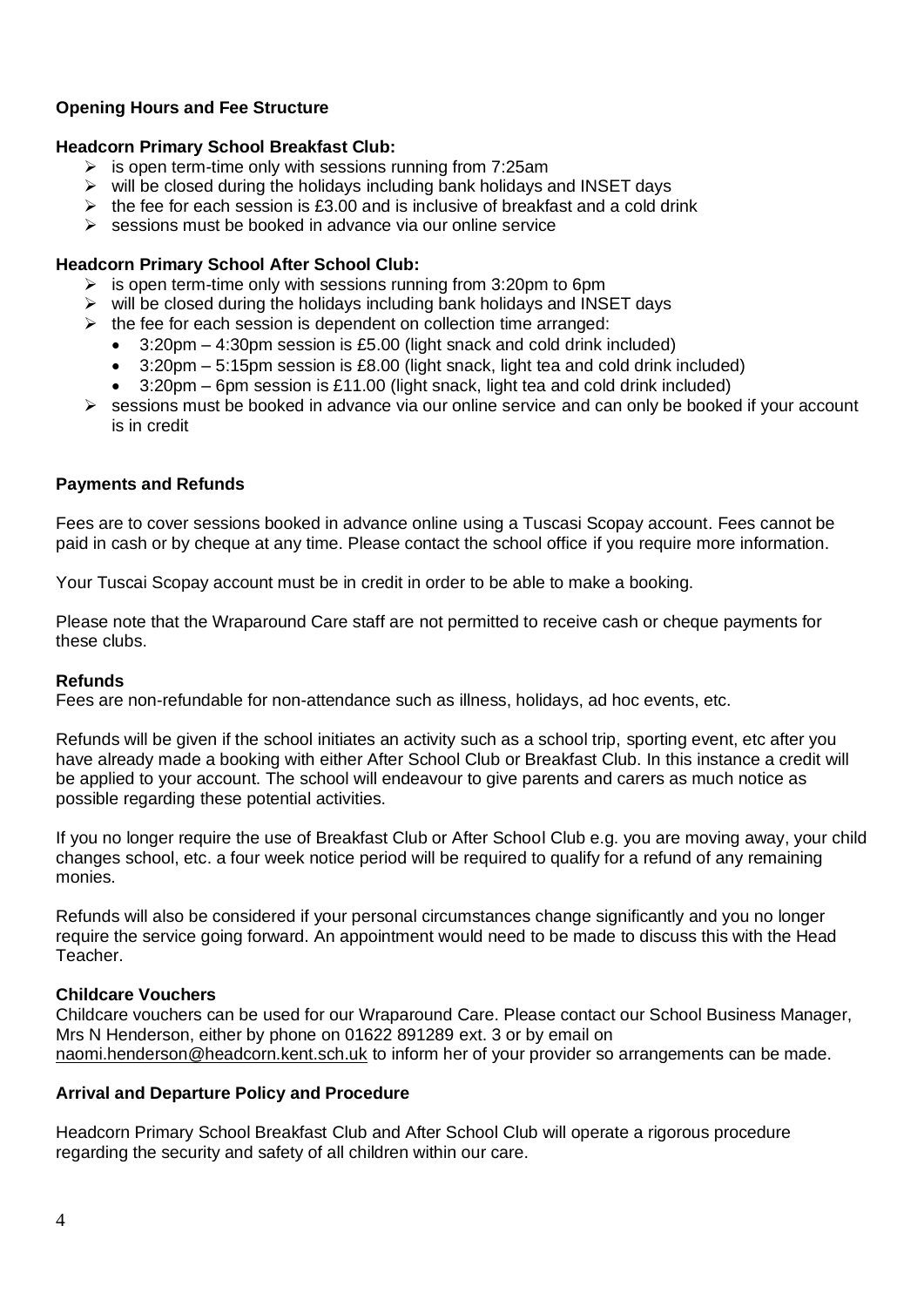**Opening Hours and Fee Structure**

**Headcorn Primary School Breakfast Club:**

- is open term-time only with sessions running from 7:25am
- will be closed during the holidays including bank holidays and INSET days
- the fee for each session is £3.00 and is inclusive of breakfast and a cold drink
- sessions must be booked in advance via our online service

**Headcorn Primary School After School Club:**

- is open term-time only with sessions running from 3:20pm to 6pm
- will be closed during the holidays including bank holidays and INSET days
- the fee for each session is dependent on collection time arranged:
  - 3:20pm – 4:30pm session is £5.00 (light snack and cold drink included)
  - 3:20pm – 5:15pm session is £8.00 (light snack, light tea and cold drink included)
  - 3:20pm – 6pm session is £11.00 (light snack, light tea and cold drink included)
- sessions must be booked in advance via our online service and can only be booked if your account is in credit

**Payments and Refunds**

Fees are to cover sessions booked in advance online using a Tuscasi Scopay account. Fees cannot be paid in cash or by cheque at any time. Please contact the school office if you require more information.

Your Tuscai Scopay account must be in credit in order to be able to make a booking.

Please note that the Wraparound Care staff are not permitted to receive cash or cheque payments for these clubs.

**Refunds**

Fees are non-refundable for non-attendance such as illness, holidays, ad hoc events, etc.

Refunds will be given if the school initiates an activity such as a school trip, sporting event, etc after you have already made a booking with either After School Club or Breakfast Club. In this instance a credit will be applied to your account. The school will endeavour to give parents and carers as much notice as possible regarding these potential activities.

If you no longer require the use of Breakfast Club or After School Club e.g. you are moving away, your child changes school, etc. a four week notice period will be required to qualify for a refund of any remaining monies.

Refunds will also be considered if your personal circumstances change significantly and you no longer require the service going forward. An appointment would need to be made to discuss this with the Head Teacher.

**Childcare Vouchers**

Childcare vouchers can be used for our Wraparound Care. Please contact our School Business Manager, Mrs N Henderson, either by phone on 01622 891289 ext. 3 or by email on naomi.henderson@headcorn.kent.sch.uk to inform her of your provider so arrangements can be made.

**Arrival and Departure Policy and Procedure**

Headcorn Primary School Breakfast Club and After School Club will operate a rigorous procedure regarding the security and safety of all children within our care.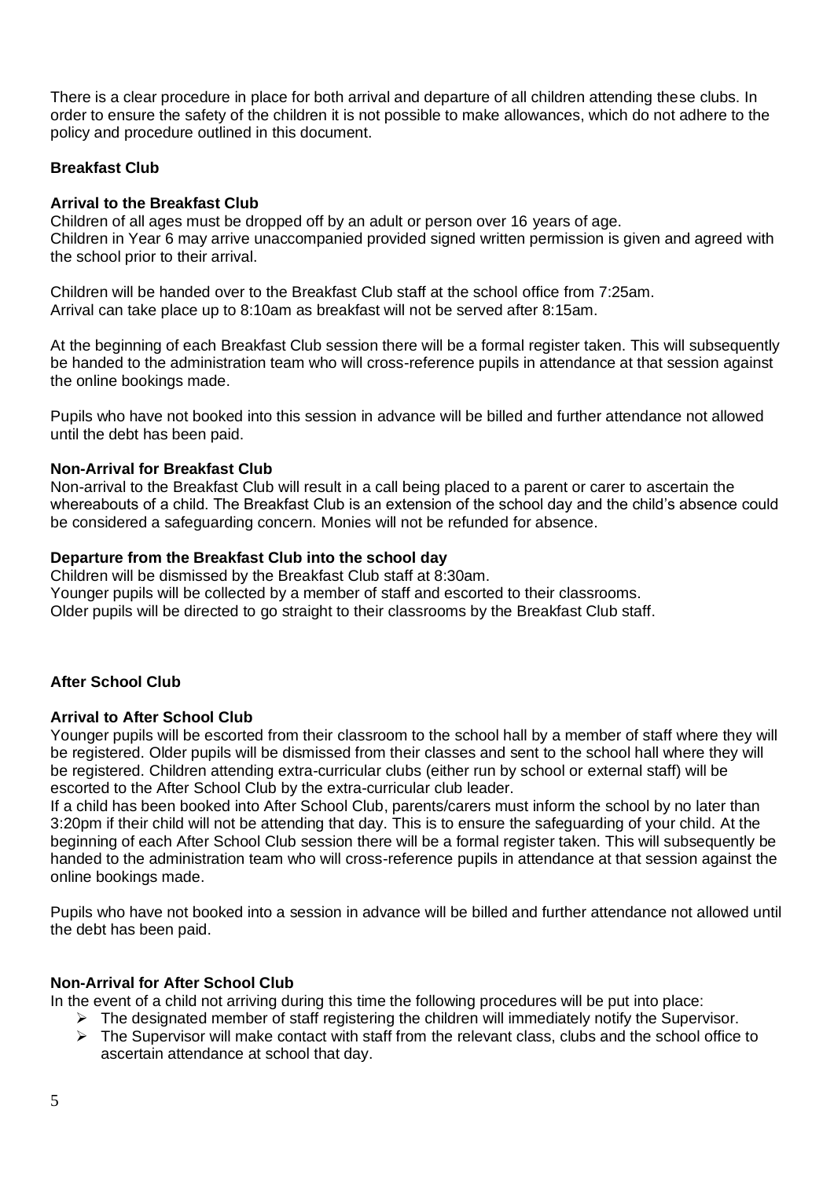There is a clear procedure in place for both arrival and departure of all children attending these clubs. In order to ensure the safety of the children it is not possible to make allowances, which do not adhere to the policy and procedure outlined in this document.

**Breakfast Club**

**Arrival to the Breakfast Club**

Children of all ages must be dropped off by an adult or person over 16 years of age.
Children in Year 6 may arrive unaccompanied provided signed written permission is given and agreed with the school prior to their arrival.

Children will be handed over to the Breakfast Club staff at the school office from 7:25am.
Arrival can take place up to 8:10am as breakfast will not be served after 8:15am.

At the beginning of each Breakfast Club session there will be a formal register taken. This will subsequently be handed to the administration team who will cross-reference pupils in attendance at that session against the online bookings made.

Pupils who have not booked into this session in advance will be billed and further attendance not allowed until the debt has been paid.

**Non-Arrival for Breakfast Club**

Non-arrival to the Breakfast Club will result in a call being placed to a parent or carer to ascertain the whereabouts of a child. The Breakfast Club is an extension of the school day and the child's absence could be considered a safeguarding concern. Monies will not be refunded for absence.

**Departure from the Breakfast Club into the school day**

Children will be dismissed by the Breakfast Club staff at 8:30am.
Younger pupils will be collected by a member of staff and escorted to their classrooms.
Older pupils will be directed to go straight to their classrooms by the Breakfast Club staff.

**After School Club**

**Arrival to After School Club**

Younger pupils will be escorted from their classroom to the school hall by a member of staff where they will be registered. Older pupils will be dismissed from their classes and sent to the school hall where they will be registered. Children attending extra-curricular clubs (either run by school or external staff) will be escorted to the After School Club by the extra-curricular club leader.
If a child has been booked into After School Club, parents/carers must inform the school by no later than 3:20pm if their child will not be attending that day. This is to ensure the safeguarding of your child. At the beginning of each After School Club session there will be a formal register taken. This will subsequently be handed to the administration team who will cross-reference pupils in attendance at that session against the online bookings made.

Pupils who have not booked into a session in advance will be billed and further attendance not allowed until the debt has been paid.

**Non-Arrival for After School Club**

In the event of a child not arriving during this time the following procedures will be put into place:

- The designated member of staff registering the children will immediately notify the Supervisor.
- The Supervisor will make contact with staff from the relevant class, clubs and the school office to ascertain attendance at school that day.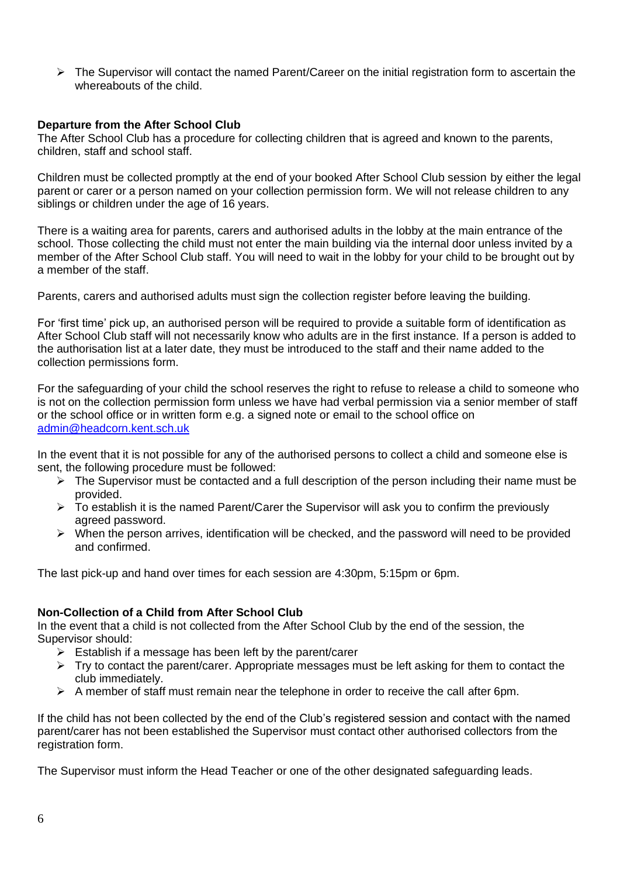- The Supervisor will contact the named Parent/Career on the initial registration form to ascertain the whereabouts of the child.

**Departure from the After School Club**

The After School Club has a procedure for collecting children that is agreed and known to the parents, children, staff and school staff.

Children must be collected promptly at the end of your booked After School Club session by either the legal parent or carer or a person named on your collection permission form. We will not release children to any siblings or children under the age of 16 years.

There is a waiting area for parents, carers and authorised adults in the lobby at the main entrance of the school. Those collecting the child must not enter the main building via the internal door unless invited by a member of the After School Club staff. You will need to wait in the lobby for your child to be brought out by a member of the staff.

Parents, carers and authorised adults must sign the collection register before leaving the building.

For 'first time' pick up, an authorised person will be required to provide a suitable form of identification as After School Club staff will not necessarily know who adults are in the first instance. If a person is added to the authorisation list at a later date, they must be introduced to the staff and their name added to the collection permissions form.

For the safeguarding of your child the school reserves the right to refuse to release a child to someone who is not on the collection permission form unless we have had verbal permission via a senior member of staff or the school office or in written form e.g. a signed note or email to the school office on admin@headcorn.kent.sch.uk

In the event that it is not possible for any of the authorised persons to collect a child and someone else is sent, the following procedure must be followed:

- The Supervisor must be contacted and a full description of the person including their name must be provided.
- To establish it is the named Parent/Carer the Supervisor will ask you to confirm the previously agreed password.
- When the person arrives, identification will be checked, and the password will need to be provided and confirmed.

The last pick-up and hand over times for each session are 4:30pm, 5:15pm or 6pm.

**Non-Collection of a Child from After School Club**

In the event that a child is not collected from the After School Club by the end of the session, the Supervisor should:

- Establish if a message has been left by the parent/carer
- Try to contact the parent/carer. Appropriate messages must be left asking for them to contact the club immediately.
- A member of staff must remain near the telephone in order to receive the call after 6pm.

If the child has not been collected by the end of the Club's registered session and contact with the named parent/carer has not been established the Supervisor must contact other authorised collectors from the registration form.

The Supervisor must inform the Head Teacher or one of the other designated safeguarding leads.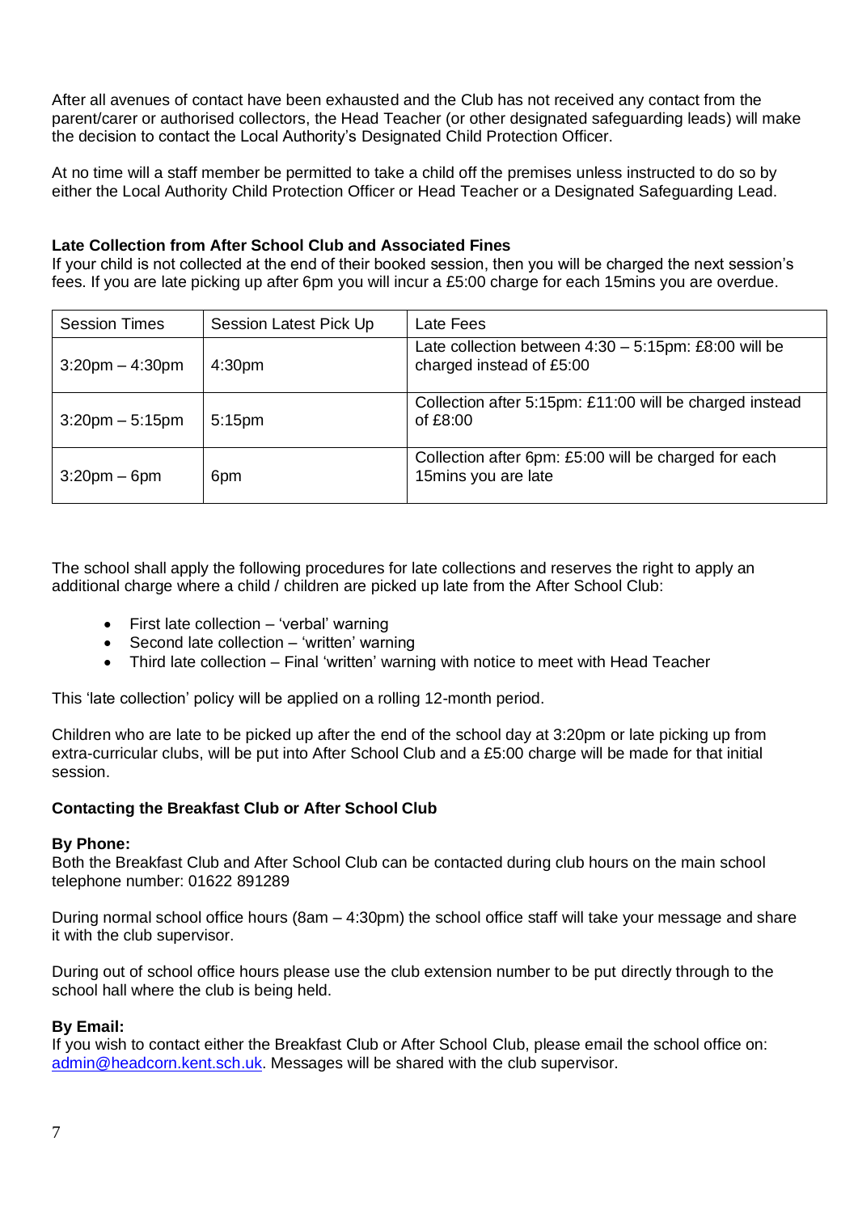After all avenues of contact have been exhausted and the Club has not received any contact from the parent/carer or authorised collectors, the Head Teacher (or other designated safeguarding leads) will make the decision to contact the Local Authority's Designated Child Protection Officer.

At no time will a staff member be permitted to take a child off the premises unless instructed to do so by either the Local Authority Child Protection Officer or Head Teacher or a Designated Safeguarding Lead.

**Late Collection from After School Club and Associated Fines**

If your child is not collected at the end of their booked session, then you will be charged the next session's fees. If you are late picking up after 6pm you will incur a £5:00 charge for each 15mins you are overdue.

| Session Times | Session Latest Pick Up | Late Fees |
|---|---|---|
| 3:20pm – 4:30pm | 4:30pm | Late collection between 4:30 – 5:15pm: £8:00 will be charged instead of £5:00 |
| 3:20pm – 5:15pm | 5:15pm | Collection after 5:15pm: £11:00 will be charged instead of £8:00 |
| 3:20pm – 6pm | 6pm | Collection after 6pm: £5:00 will be charged for each 15mins you are late |

The school shall apply the following procedures for late collections and reserves the right to apply an additional charge where a child / children are picked up late from the After School Club:

- First late collection – 'verbal' warning
- Second late collection – 'written' warning
- Third late collection – Final 'written' warning with notice to meet with Head Teacher

This 'late collection' policy will be applied on a rolling 12-month period.

Children who are late to be picked up after the end of the school day at 3:20pm or late picking up from extra-curricular clubs, will be put into After School Club and a £5:00 charge will be made for that initial session.

**Contacting the Breakfast Club or After School Club**

**By Phone:**

Both the Breakfast Club and After School Club can be contacted during club hours on the main school telephone number: 01622 891289

During normal school office hours (8am – 4:30pm) the school office staff will take your message and share it with the club supervisor.

During out of school office hours please use the club extension number to be put directly through to the school hall where the club is being held.

**By Email:**

If you wish to contact either the Breakfast Club or After School Club, please email the school office on: admin@headcorn.kent.sch.uk. Messages will be shared with the club supervisor.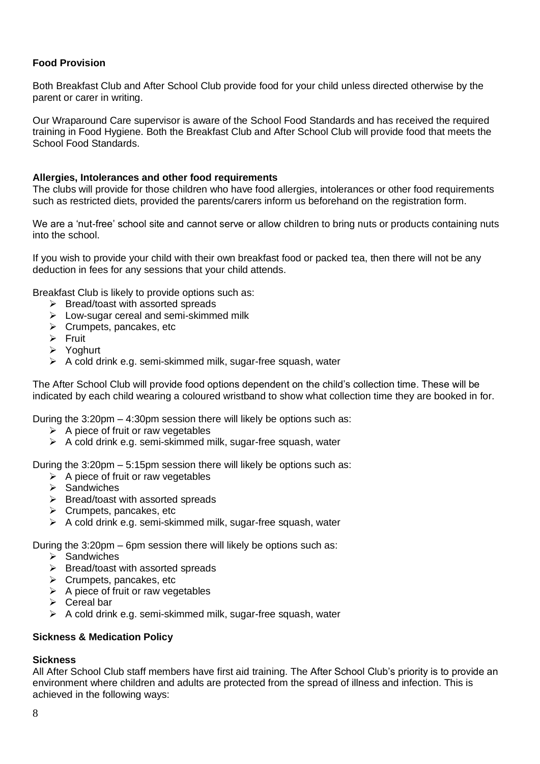**Food Provision**

Both Breakfast Club and After School Club provide food for your child unless directed otherwise by the parent or carer in writing.

Our Wraparound Care supervisor is aware of the School Food Standards and has received the required training in Food Hygiene. Both the Breakfast Club and After School Club will provide food that meets the School Food Standards.

**Allergies, Intolerances and other food requirements**

The clubs will provide for those children who have food allergies, intolerances or other food requirements such as restricted diets, provided the parents/carers inform us beforehand on the registration form.

We are a 'nut-free' school site and cannot serve or allow children to bring nuts or products containing nuts into the school.

If you wish to provide your child with their own breakfast food or packed tea, then there will not be any deduction in fees for any sessions that your child attends.

Breakfast Club is likely to provide options such as:

- Bread/toast with assorted spreads
- Low-sugar cereal and semi-skimmed milk
- Crumpets, pancakes, etc
- Fruit
- Yoghurt
- A cold drink e.g. semi-skimmed milk, sugar-free squash, water

The After School Club will provide food options dependent on the child's collection time. These will be indicated by each child wearing a coloured wristband to show what collection time they are booked in for.

During the 3:20pm – 4:30pm session there will likely be options such as:

- A piece of fruit or raw vegetables
- A cold drink e.g. semi-skimmed milk, sugar-free squash, water

During the 3:20pm – 5:15pm session there will likely be options such as:

- A piece of fruit or raw vegetables
- Sandwiches
- Bread/toast with assorted spreads
- Crumpets, pancakes, etc
- A cold drink e.g. semi-skimmed milk, sugar-free squash, water

During the 3:20pm – 6pm session there will likely be options such as:

- Sandwiches
- Bread/toast with assorted spreads
- Crumpets, pancakes, etc
- A piece of fruit or raw vegetables
- Cereal bar
- A cold drink e.g. semi-skimmed milk, sugar-free squash, water

**Sickness & Medication Policy**

**Sickness**

All After School Club staff members have first aid training. The After School Club's priority is to provide an environment where children and adults are protected from the spread of illness and infection. This is achieved in the following ways: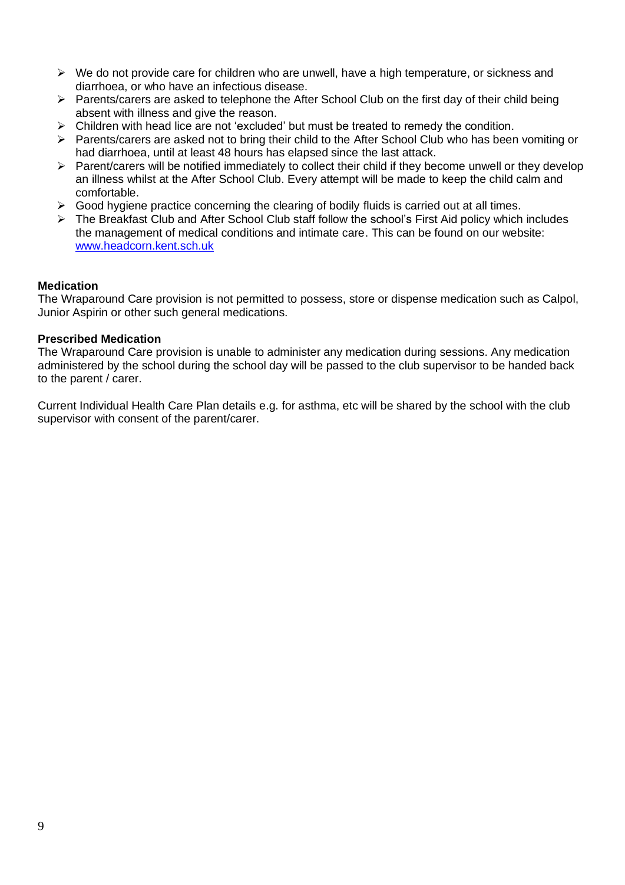- We do not provide care for children who are unwell, have a high temperature, or sickness and diarrhoea, or who have an infectious disease.
- Parents/carers are asked to telephone the After School Club on the first day of their child being absent with illness and give the reason.
- Children with head lice are not 'excluded' but must be treated to remedy the condition.
- Parents/carers are asked not to bring their child to the After School Club who has been vomiting or had diarrhoea, until at least 48 hours has elapsed since the last attack.
- Parent/carers will be notified immediately to collect their child if they become unwell or they develop an illness whilst at the After School Club. Every attempt will be made to keep the child calm and comfortable.
- Good hygiene practice concerning the clearing of bodily fluids is carried out at all times.
- The Breakfast Club and After School Club staff follow the school's First Aid policy which includes the management of medical conditions and intimate care. This can be found on our website: [www.headcorn.kent.sch.uk](http://www.headcorn.kent.sch.uk)

**Medication**

The Wraparound Care provision is not permitted to possess, store or dispense medication such as Calpol, Junior Aspirin or other such general medications.

**Prescribed Medication**

The Wraparound Care provision is unable to administer any medication during sessions. Any medication administered by the school during the school day will be passed to the club supervisor to be handed back to the parent / carer.

Current Individual Health Care Plan details e.g. for asthma, etc will be shared by the school with the club supervisor with consent of the parent/carer.